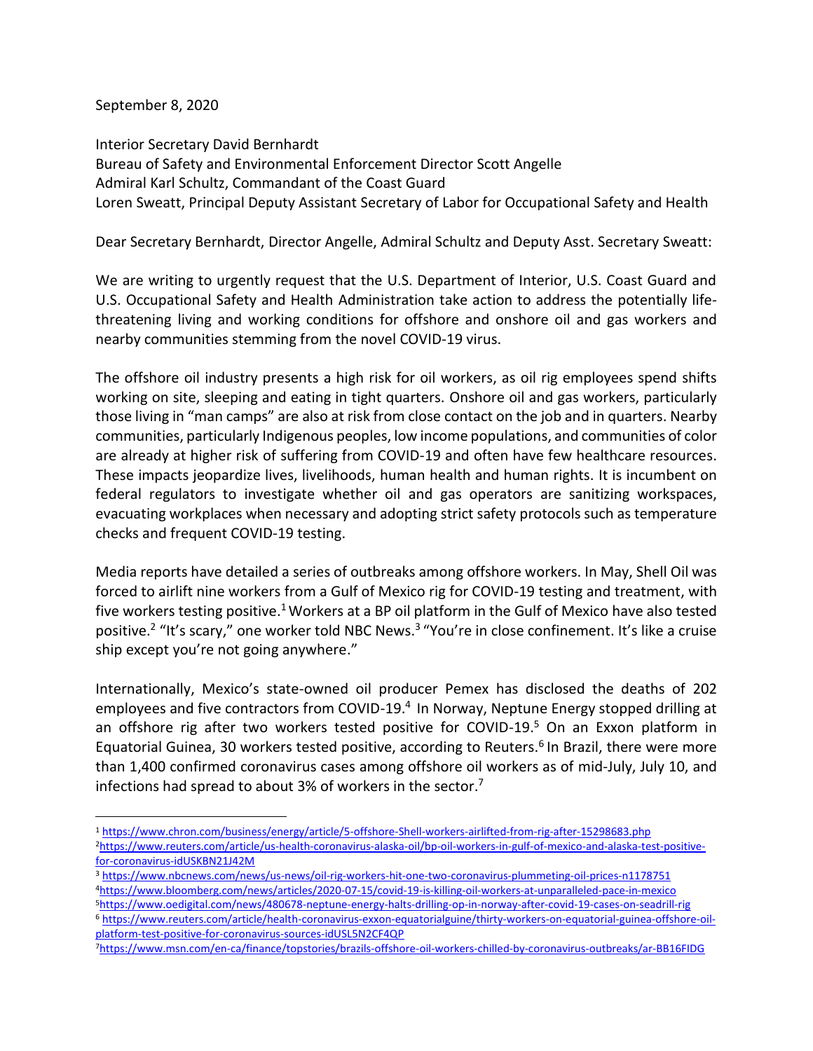September 8, 2020

Interior Secretary David Bernhardt
Bureau of Safety and Environmental Enforcement Director Scott Angelle
Admiral Karl Schultz, Commandant of the Coast Guard
Loren Sweatt, Principal Deputy Assistant Secretary of Labor for Occupational Safety and Health

Dear Secretary Bernhardt, Director Angelle, Admiral Schultz and Deputy Asst. Secretary Sweatt:

We are writing to urgently request that the U.S. Department of Interior, U.S. Coast Guard and U.S. Occupational Safety and Health Administration take action to address the potentially life-threatening living and working conditions for offshore and onshore oil and gas workers and nearby communities stemming from the novel COVID-19 virus.

The offshore oil industry presents a high risk for oil workers, as oil rig employees spend shifts working on site, sleeping and eating in tight quarters. Onshore oil and gas workers, particularly those living in "man camps" are also at risk from close contact on the job and in quarters. Nearby communities, particularly Indigenous peoples, low income populations, and communities of color are already at higher risk of suffering from COVID-19 and often have few healthcare resources. These impacts jeopardize lives, livelihoods, human health and human rights. It is incumbent on federal regulators to investigate whether oil and gas operators are sanitizing workspaces, evacuating workplaces when necessary and adopting strict safety protocols such as temperature checks and frequent COVID-19 testing.

Media reports have detailed a series of outbreaks among offshore workers. In May, Shell Oil was forced to airlift nine workers from a Gulf of Mexico rig for COVID-19 testing and treatment, with five workers testing positive.[1] Workers at a BP oil platform in the Gulf of Mexico have also tested positive.[2] "It's scary," one worker told NBC News.[3] "You're in close confinement. It's like a cruise ship except you're not going anywhere."

Internationally, Mexico's state-owned oil producer Pemex has disclosed the deaths of 202 employees and five contractors from COVID-19.[4] In Norway, Neptune Energy stopped drilling at an offshore rig after two workers tested positive for COVID-19.[5] On an Exxon platform in Equatorial Guinea, 30 workers tested positive, according to Reuters.[6] In Brazil, there were more than 1,400 confirmed coronavirus cases among offshore oil workers as of mid-July, July 10, and infections had spread to about 3% of workers in the sector.[7]

---

[1] https://www.chron.com/business/energy/article/5-offshore-Shell-workers-airlifted-from-rig-after-15298683.php

[2] https://www.reuters.com/article/us-health-coronavirus-alaska-oil/bp-oil-workers-in-gulf-of-mexico-and-alaska-test-positive-for-coronavirus-idUSKBN21J42M

[3] https://www.nbcnews.com/news/us-news/oil-rig-workers-hit-one-two-coronavirus-plummeting-oil-prices-n1178751

[4] https://www.bloomberg.com/news/articles/2020-07-15/covid-19-is-killing-oil-workers-at-unparalleled-pace-in-mexico

[5] https://www.oedigital.com/news/480678-neptune-energy-halts-drilling-op-in-norway-after-covid-19-cases-on-seadrill-rig

[6] https://www.reuters.com/article/health-coronavirus-exxon-equatorialguine/thirty-workers-on-equatorial-guinea-offshore-oil-platform-test-positive-for-coronavirus-sources-idUSL5N2CF4QP

[7] https://www.msn.com/en-ca/finance/topstories/brazils-offshore-oil-workers-chilled-by-coronavirus-outbreaks/ar-BB16FIDG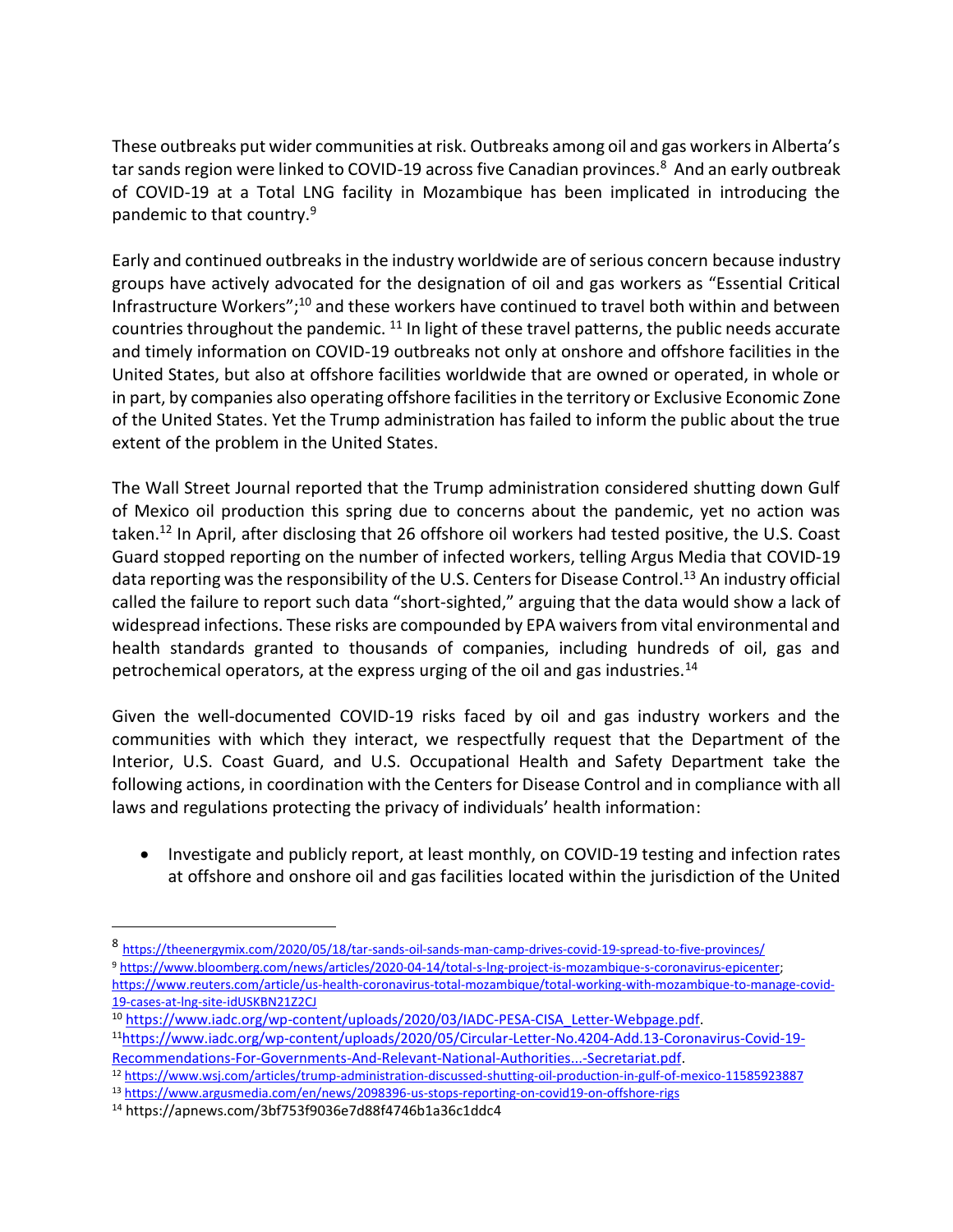These outbreaks put wider communities at risk. Outbreaks among oil and gas workers in Alberta's tar sands region were linked to COVID-19 across five Canadian provinces.[8] And an early outbreak of COVID-19 at a Total LNG facility in Mozambique has been implicated in introducing the pandemic to that country.[9]

Early and continued outbreaks in the industry worldwide are of serious concern because industry groups have actively advocated for the designation of oil and gas workers as "Essential Critical Infrastructure Workers";[10] and these workers have continued to travel both within and between countries throughout the pandemic. [11] In light of these travel patterns, the public needs accurate and timely information on COVID-19 outbreaks not only at onshore and offshore facilities in the United States, but also at offshore facilities worldwide that are owned or operated, in whole or in part, by companies also operating offshore facilities in the territory or Exclusive Economic Zone of the United States. Yet the Trump administration has failed to inform the public about the true extent of the problem in the United States.

The Wall Street Journal reported that the Trump administration considered shutting down Gulf of Mexico oil production this spring due to concerns about the pandemic, yet no action was taken.[12] In April, after disclosing that 26 offshore oil workers had tested positive, the U.S. Coast Guard stopped reporting on the number of infected workers, telling Argus Media that COVID-19 data reporting was the responsibility of the U.S. Centers for Disease Control.[13] An industry official called the failure to report such data "short-sighted," arguing that the data would show a lack of widespread infections. These risks are compounded by EPA waivers from vital environmental and health standards granted to thousands of companies, including hundreds of oil, gas and petrochemical operators, at the express urging of the oil and gas industries.[14]

Given the well-documented COVID-19 risks faced by oil and gas industry workers and the communities with which they interact, we respectfully request that the Department of the Interior, U.S. Coast Guard, and U.S. Occupational Health and Safety Department take the following actions, in coordination with the Centers for Disease Control and in compliance with all laws and regulations protecting the privacy of individuals' health information:

- Investigate and publicly report, at least monthly, on COVID-19 testing and infection rates at offshore and onshore oil and gas facilities located within the jurisdiction of the United

---

[8] https://theenergymix.com/2020/05/18/tar-sands-oil-sands-man-camp-drives-covid-19-spread-to-five-provinces/

[9] https://www.bloomberg.com/news/articles/2020-04-14/total-s-lng-project-is-mozambique-s-coronavirus-epicenter; https://www.reuters.com/article/us-health-coronavirus-total-mozambique/total-working-with-mozambique-to-manage-covid-19-cases-at-lng-site-idUSKBN21Z2CJ

[10] https://www.iadc.org/wp-content/uploads/2020/03/IADC-PESA-CISA_Letter-Webpage.pdf.

[11] https://www.iadc.org/wp-content/uploads/2020/05/Circular-Letter-No.4204-Add.13-Coronavirus-Covid-19-Recommendations-For-Governments-And-Relevant-National-Authorities...-Secretariat.pdf.

[12] https://www.wsj.com/articles/trump-administration-discussed-shutting-oil-production-in-gulf-of-mexico-11585923887

[13] https://www.argusmedia.com/en/news/2098396-us-stops-reporting-on-covid19-on-offshore-rigs

[14] https://apnews.com/3bf753f9036e7d88f4746b1a36c1ddc4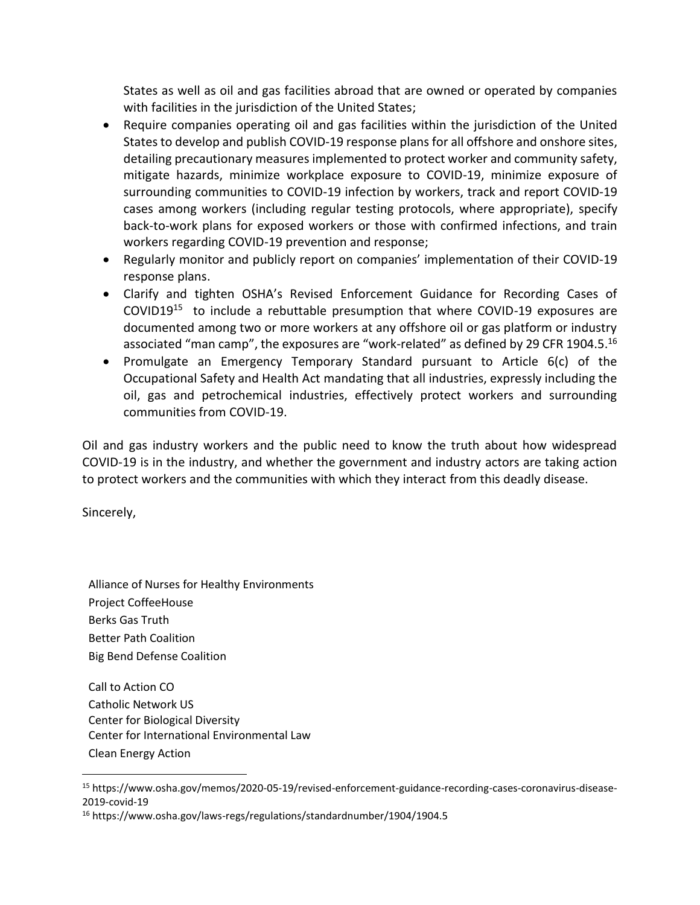States as well as oil and gas facilities abroad that are owned or operated by companies with facilities in the jurisdiction of the United States;

- Require companies operating oil and gas facilities within the jurisdiction of the United States to develop and publish COVID-19 response plans for all offshore and onshore sites, detailing precautionary measures implemented to protect worker and community safety, mitigate hazards, minimize workplace exposure to COVID-19, minimize exposure of surrounding communities to COVID-19 infection by workers, track and report COVID-19 cases among workers (including regular testing protocols, where appropriate), specify back-to-work plans for exposed workers or those with confirmed infections, and train workers regarding COVID-19 prevention and response;
- Regularly monitor and publicly report on companies' implementation of their COVID-19 response plans.
- Clarify and tighten OSHA's Revised Enforcement Guidance for Recording Cases of COVID19[15] to include a rebuttable presumption that where COVID-19 exposures are documented among two or more workers at any offshore oil or gas platform or industry associated "man camp", the exposures are "work-related" as defined by 29 CFR 1904.5.[16]
- Promulgate an Emergency Temporary Standard pursuant to Article 6(c) of the Occupational Safety and Health Act mandating that all industries, expressly including the oil, gas and petrochemical industries, effectively protect workers and surrounding communities from COVID-19.

Oil and gas industry workers and the public need to know the truth about how widespread COVID-19 is in the industry, and whether the government and industry actors are taking action to protect workers and the communities with which they interact from this deadly disease.

Sincerely,

Alliance of Nurses for Healthy Environments
Project CoffeeHouse
Berks Gas Truth
Better Path Coalition
Big Bend Defense Coalition

Call to Action CO
Catholic Network US
Center for Biological Diversity
Center for International Environmental Law
Clean Energy Action

---

[15] https://www.osha.gov/memos/2020-05-19/revised-enforcement-guidance-recording-cases-coronavirus-disease-2019-covid-19

[16] https://www.osha.gov/laws-regs/regulations/standardnumber/1904/1904.5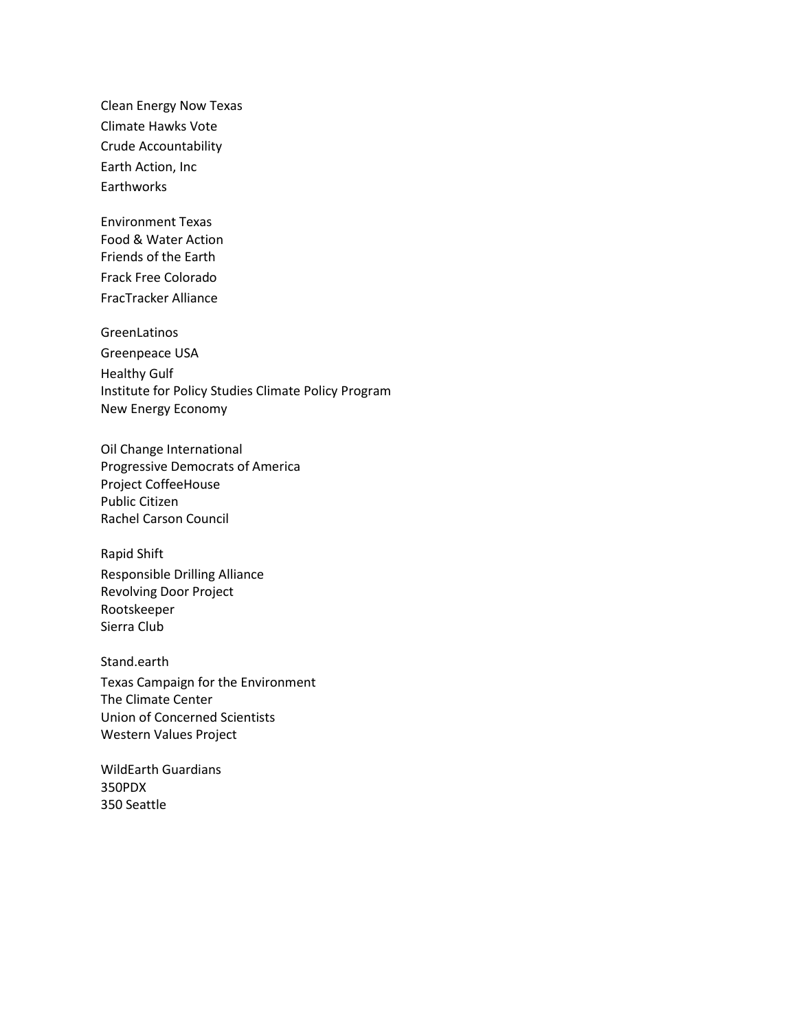Clean Energy Now Texas
Climate Hawks Vote
Crude Accountability
Earth Action, Inc
Earthworks

Environment Texas
Food & Water Action
Friends of the Earth
Frack Free Colorado
FracTracker Alliance

GreenLatinos
Greenpeace USA
Healthy Gulf
Institute for Policy Studies Climate Policy Program
New Energy Economy

Oil Change International
Progressive Democrats of America
Project CoffeeHouse
Public Citizen
Rachel Carson Council

Rapid Shift
Responsible Drilling Alliance
Revolving Door Project
Rootskeeper
Sierra Club

Stand.earth
Texas Campaign for the Environment
The Climate Center
Union of Concerned Scientists
Western Values Project

WildEarth Guardians
350PDX
350 Seattle